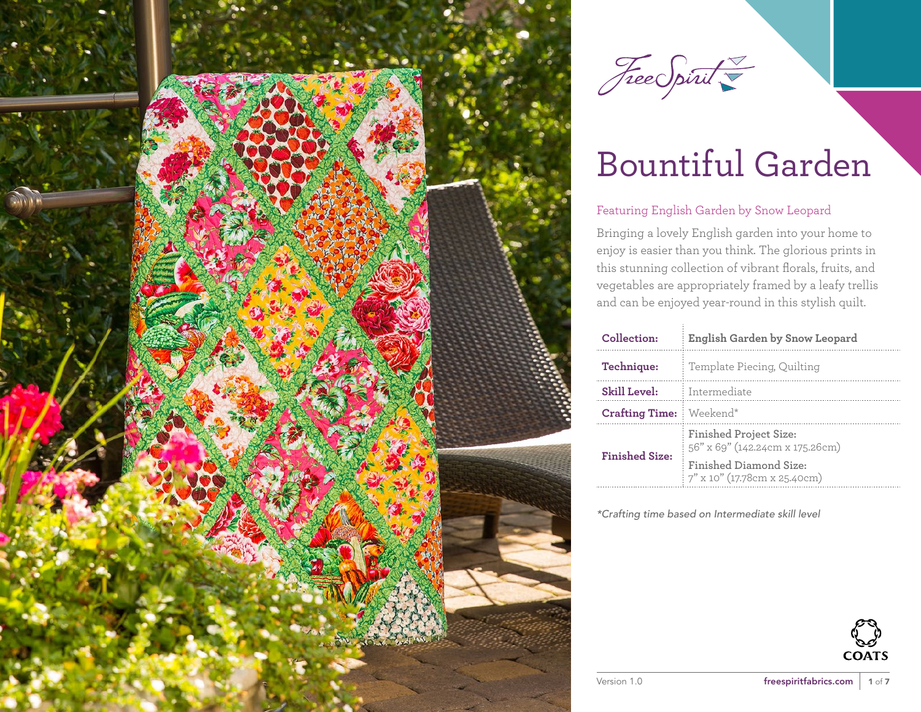FreeSpirit

# Bountiful Garden

Featuring English Garden by Snow Leopard

Bringing a lovely English garden into your home to enjoy is easier than you think. The glorious prints in this stunning collection of vibrant florals, fruits, and vegetables are appropriately framed by a leafy trellis and can be enjoyed year-round in this stylish quilt.

| | |
|---|---|
| **Collection:** | **English Garden by Snow Leopard** |
| **Technique:** | Template Piecing, Quilting |
| **Skill Level:** | Intermediate |
| **Crafting Time:** | Weekend* |
| **Finished Size:** | Finished Project Size: 56" x 69" (142.24cm x 175.26cm)<br>Finished Diamond Size: 7" x 10" (17.78cm x 25.40cm) |

*\*Crafting time based on Intermediate skill level*

COATS

Version 1.0

freespiritfabrics.com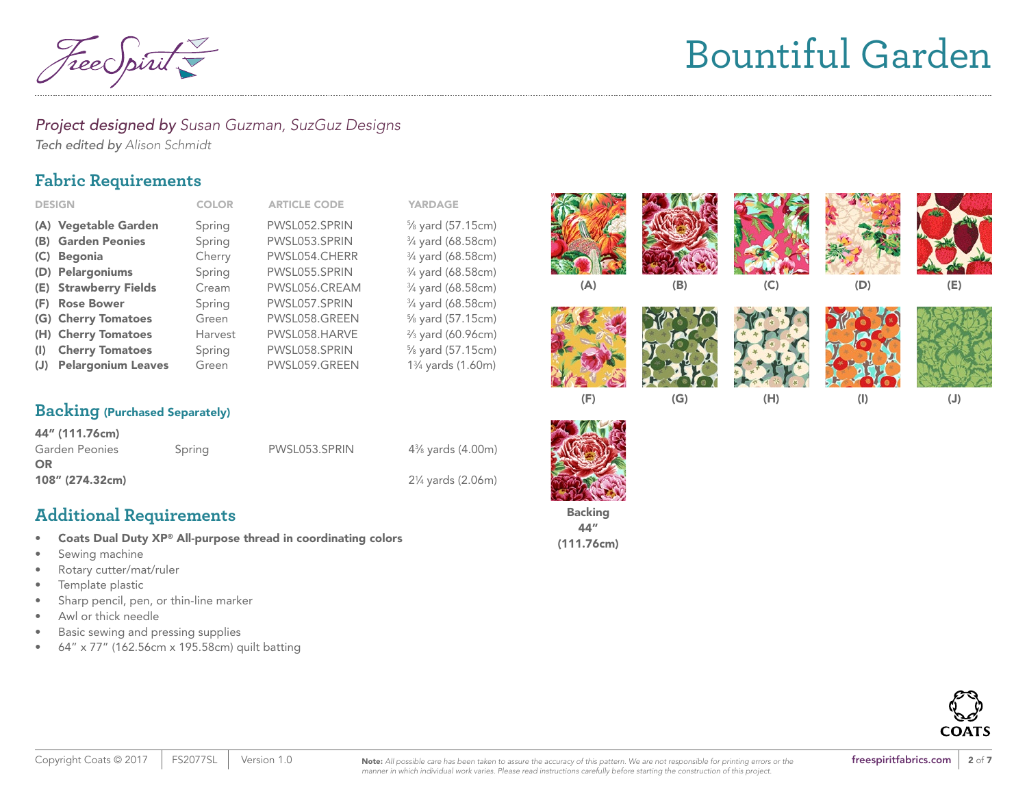# Bountiful Garden

*Project designed by* *Susan Guzman, SuzGuz Designs*
*Tech edited by* *Alison Schmidt*

## Fabric Requirements

| DESIGN | COLOR | ARTICLE CODE | YARDAGE |
|---|---|---|---|
| **(A) Vegetable Garden** | Spring | PWSL052.SPRIN | ⅝ yard (57.15cm) |
| **(B) Garden Peonies** | Spring | PWSL053.SPRIN | ¾ yard (68.58cm) |
| **(C) Begonia** | Cherry | PWSL054.CHERR | ¾ yard (68.58cm) |
| **(D) Pelargoniums** | Spring | PWSL055.SPRIN | ¾ yard (68.58cm) |
| **(E) Strawberry Fields** | Cream | PWSL056.CREAM | ¾ yard (68.58cm) |
| **(F) Rose Bower** | Spring | PWSL057.SPRIN | ¾ yard (68.58cm) |
| **(G) Cherry Tomatoes** | Green | PWSL058.GREEN | ⅝ yard (57.15cm) |
| **(H) Cherry Tomatoes** | Harvest | PWSL058.HARVE | ⅔ yard (60.96cm) |
| **(I) Cherry Tomatoes** | Spring | PWSL058.SPRIN | ⅝ yard (57.15cm) |
| **(J) Pelargonium Leaves** | Green | PWSL059.GREEN | 1¾ yards (1.60m) |

(A) (B) (C) (D) (E)

(F) (G) (H) (I) (J)

## Backing (Purchased Separately)

| | | | |
|---|---|---|---|
| **44" (111.76cm)** | | | |
| Garden Peonies | Spring | PWSL053.SPRIN | 4⅜ yards (4.00m) |
| **OR** | | | |
| **108" (274.32cm)** | | | 2¼ yards (2.06m) |

**Backing 44" (111.76cm)**

## Additional Requirements

- **Coats Dual Duty XP® All-purpose thread in coordinating colors**
- Sewing machine
- Rotary cutter/mat/ruler
- Template plastic
- Sharp pencil, pen, or thin-line marker
- Awl or thick needle
- Basic sewing and pressing supplies
- 64" x 77" (162.56cm x 195.58cm) quilt batting

Copyright Coats © 2017 | FS2077SL | Version 1.0

**Note:** *All possible care has been taken to assure the accuracy of this pattern. We are not responsible for printing errors or the manner in which individual work varies. Please read instructions carefully before starting the construction of this project.*

freespiritfabrics.com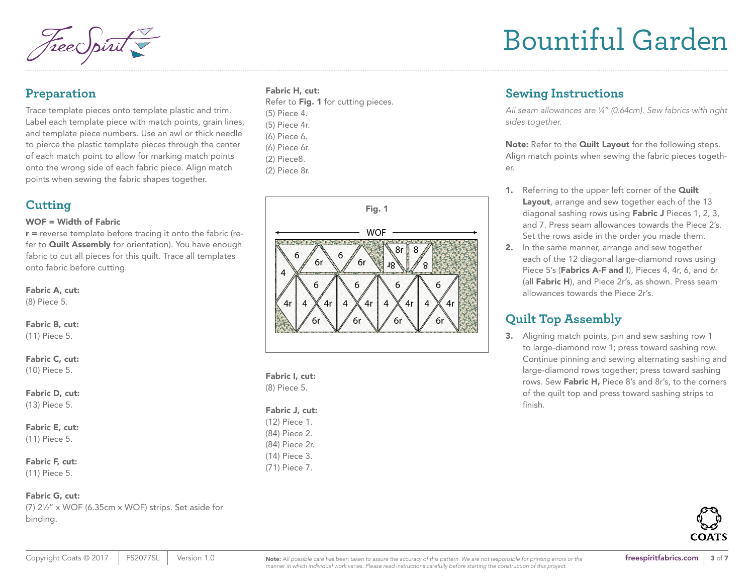## Preparation

Trace template pieces onto template plastic and trim. Label each template piece with match points, grain lines, and template piece numbers. Use an awl or thick needle to pierce the plastic template pieces through the center of each match point to allow for marking match points onto the wrong side of each fabric piece. Align match points when sewing the fabric shapes together.

## Cutting

**WOF = Width of Fabric**

**r =** reverse template before tracing it onto the fabric (refer to **Quilt Assembly** for orientation). You have enough fabric to cut all pieces for this quilt. Trace all templates onto fabric before cutting.

**Fabric A, cut:**
(8) Piece 5.

**Fabric B, cut:**
(11) Piece 5.

**Fabric C, cut:**
(10) Piece 5.

**Fabric D, cut:**
(13) Piece 5.

**Fabric E, cut:**
(11) Piece 5.

**Fabric F, cut:**
(11) Piece 5.

**Fabric G, cut:**
(7) 2½" x WOF (6.35cm x WOF) strips. Set aside for binding.

**Fabric H, cut:**
Refer to **Fig. 1** for cutting pieces.
(5) Piece 4.
(5) Piece 4r.
(6) Piece 6.
(6) Piece 6r.
(2) Piece8.
(2) Piece 8r.

Fig. 1

**Fabric I, cut:**
(8) Piece 5.

**Fabric J, cut:**
(12) Piece 1.
(84) Piece 2.
(84) Piece 2r.
(14) Piece 3.
(71) Piece 7.

## Sewing Instructions

*All seam allowances are ¼" (0.64cm). Sew fabrics with right sides together.*

**Note:** Refer to the **Quilt Layout** for the following steps. Align match points when sewing the fabric pieces together.

1. Referring to the upper left corner of the **Quilt Layout**, arrange and sew together each of the 13 diagonal sashing rows using **Fabric J** Pieces 1, 2, 3, and 7. Press seam allowances towards the Piece 2's. Set the rows aside in the order you made them.
2. In the same manner, arrange and sew together each of the 12 diagonal large-diamond rows using Piece 5's (**Fabrics A-F and I**), Pieces 4, 4r, 6, and 6r (all **Fabric H**), and Piece 2r's, as shown. Press seam allowances towards the Piece 2r's.

## Quilt Top Assembly

3. Aligning match points, pin and sew sashing row 1 to large-diamond row 1; press toward sashing row. Continue pinning and sewing alternating sashing and large-diamond rows together; press toward sashing rows. Sew **Fabric H,** Piece 8's and 8r's, to the corners of the quilt top and press toward sashing strips to finish.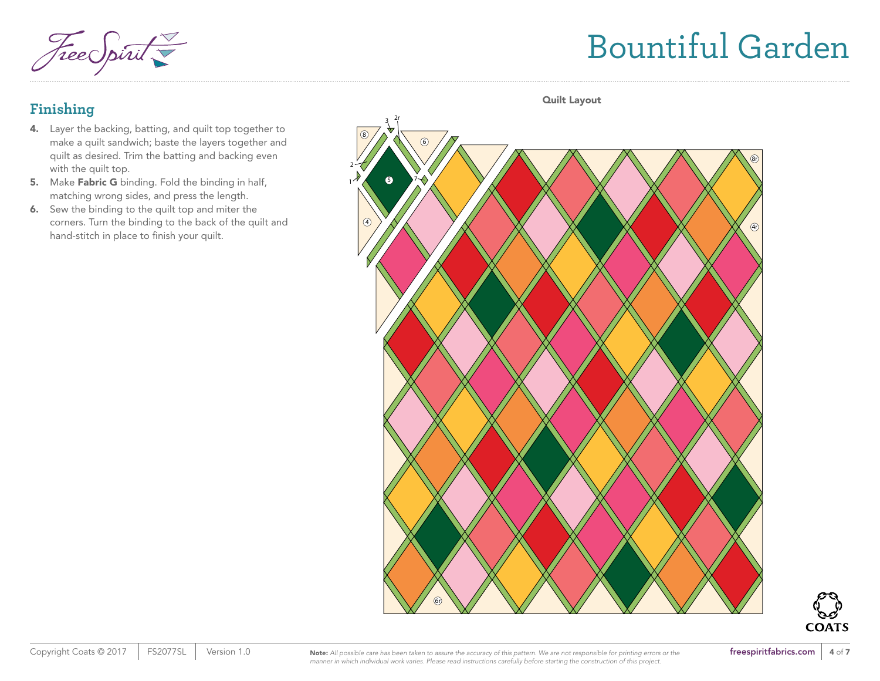## Finishing

4. Layer the backing, batting, and quilt top together to make a quilt sandwich; baste the layers together and quilt as desired. Trim the batting and backing even with the quilt top.
5. Make **Fabric G** binding. Fold the binding in half, matching wrong sides, and press the length.
6. Sew the binding to the quilt top and miter the corners. Turn the binding to the back of the quilt and hand-stitch in place to finish your quilt.

**Quilt Layout**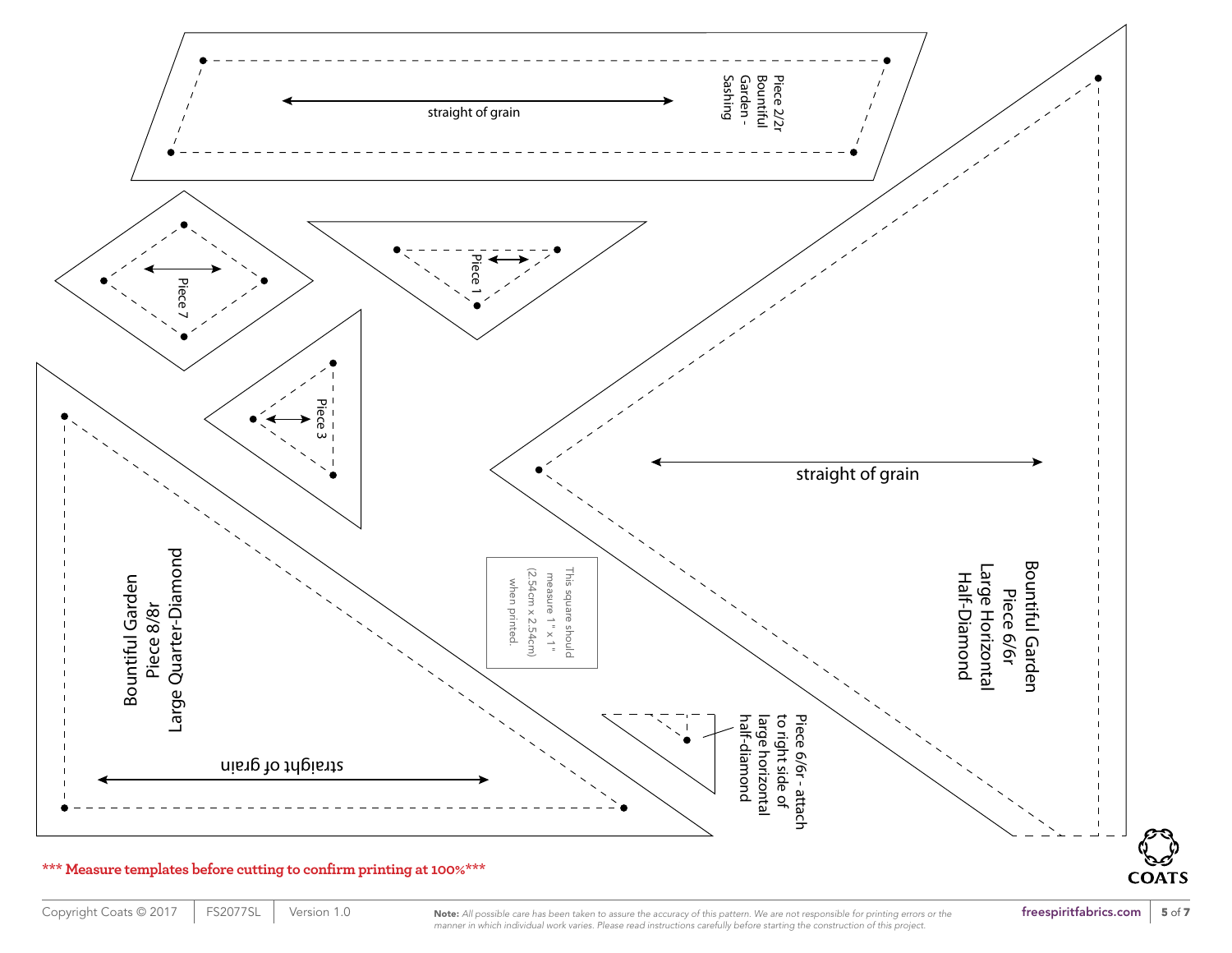Piece 2/2r Bountiful Garden - Sashing

straight of grain

Piece 7

Piece 1

Piece 3

Bountiful Garden
Piece 8/8r
Large Quarter-Diamond

straight of grain

straight of grain

Bountiful Garden
Piece 6/6r
Large Horizontal
Half-Diamond

This square should measure 1" x 1" (2.54cm x 2.54cm) when printed.

Piece 6/6r - attach to right side of large horizontal half-diamond

**\*\*\* Measure templates before cutting to confirm printing at 100%\*\*\***

Copyright Coats © 2017 | FS2077SL | Version 1.0

**Note:** *All possible care has been taken to assure the accuracy of this pattern. We are not responsible for printing errors or the manner in which individual work varies. Please read instructions carefully before starting the construction of this project.*

freespiritfabrics.com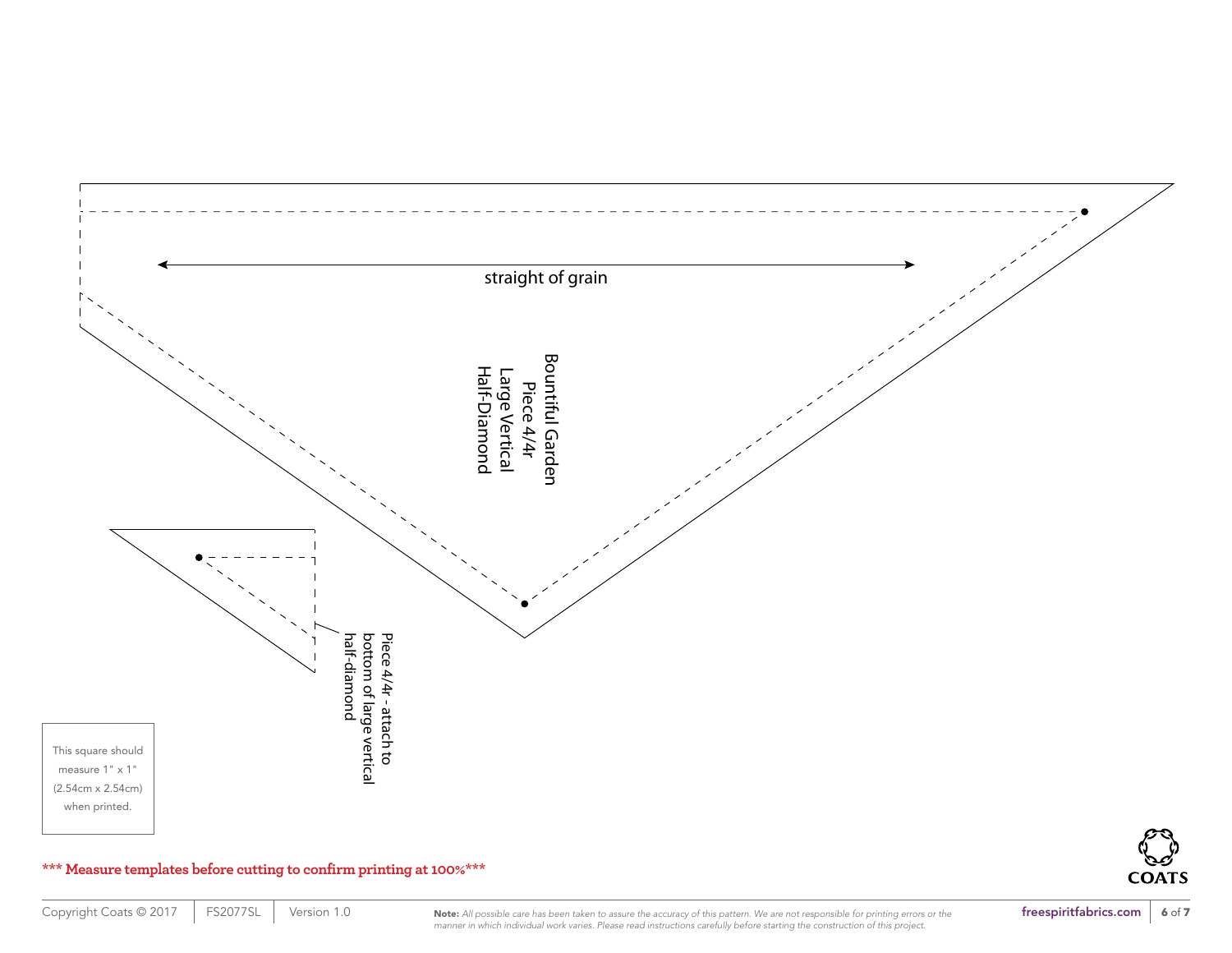straight of grain

Bountiful Garden
Piece 4/4r
Large Vertical
Half-Diamond

Piece 4/4r - attach to bottom of large vertical half-diamond

This square should measure 1" x 1" (2.54cm x 2.54cm) when printed.

**\*\*\* Measure templates before cutting to confirm printing at 100%\*\*\***

Copyright Coats © 2017 | FS2077SL | Version 1.0

**Note:** *All possible care has been taken to assure the accuracy of this pattern. We are not responsible for printing errors or the manner in which individual work varies. Please read instructions carefully before starting the construction of this project.*

freespiritfabrics.com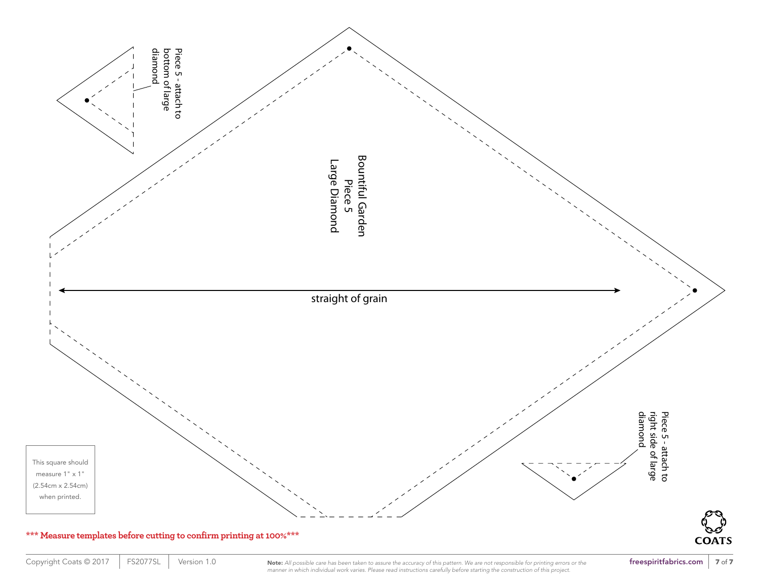Piece 5 - attach to bottom of large diamond

Bountiful Garden
Piece 5
Large Diamond

straight of grain

Piece 5 - attach to right side of large diamond

This square should measure 1" x 1" (2.54cm x 2.54cm) when printed.

**\*\*\* Measure templates before cutting to confirm printing at 100%\*\*\***

Copyright Coats © 2017 | FS2077SL | Version 1.0

**Note:** *All possible care has been taken to assure the accuracy of this pattern. We are not responsible for printing errors or the manner in which individual work varies. Please read instructions carefully before starting the construction of this project.*

freespiritfabrics.com

COATS